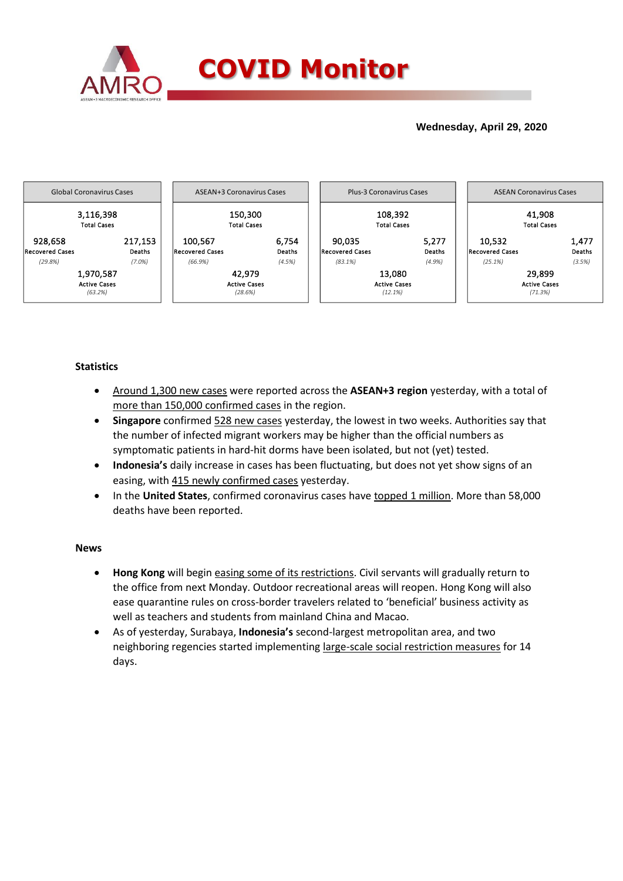# COVID Monitor

**Wednesday, April 29, 2020**

| Global Coronavirus Cases | | ASEAN+3 Coronavirus Cases | | Plus-3 Coronavirus Cases | | ASEAN Coronavirus Cases | |
|---|---|---|---|---|---|---|---|
| 3,116,398 Total Cases | | 150,300 Total Cases | | 108,392 Total Cases | | 41,908 Total Cases | |
| 928,658 Recovered Cases *(29.8%)* | 217,153 Deaths *(7.0%)* | 100,567 Recovered Cases *(66.9%)* | 6,754 Deaths *(4.5%)* | 90,035 Recovered Cases *(83.1%)* | 5,277 Deaths *(4.9%)* | 10,532 Recovered Cases *(25.1%)* | 1,477 Deaths *(3.5%)* |
| 1,970,587 Active Cases *(63.2%)* | | 42,979 Active Cases *(28.6%)* | | 13,080 Active Cases *(12.1%)* | | 29,899 Active Cases *(71.3%)* | |

## Statistics

- Around 1,300 new cases were reported across the **ASEAN+3 region** yesterday, with a total of more than 150,000 confirmed cases in the region.
- **Singapore** confirmed 528 new cases yesterday, the lowest in two weeks. Authorities say that the number of infected migrant workers may be higher than the official numbers as symptomatic patients in hard-hit dorms have been isolated, but not (yet) tested.
- **Indonesia's** daily increase in cases has been fluctuating, but does not yet show signs of an easing, with 415 newly confirmed cases yesterday.
- In the **United States**, confirmed coronavirus cases have topped 1 million. More than 58,000 deaths have been reported.

## News

- **Hong Kong** will begin easing some of its restrictions. Civil servants will gradually return to the office from next Monday. Outdoor recreational areas will reopen. Hong Kong will also ease quarantine rules on cross-border travelers related to 'beneficial' business activity as well as teachers and students from mainland China and Macao.
- As of yesterday, Surabaya, **Indonesia's** second-largest metropolitan area, and two neighboring regencies started implementing large-scale social restriction measures for 14 days.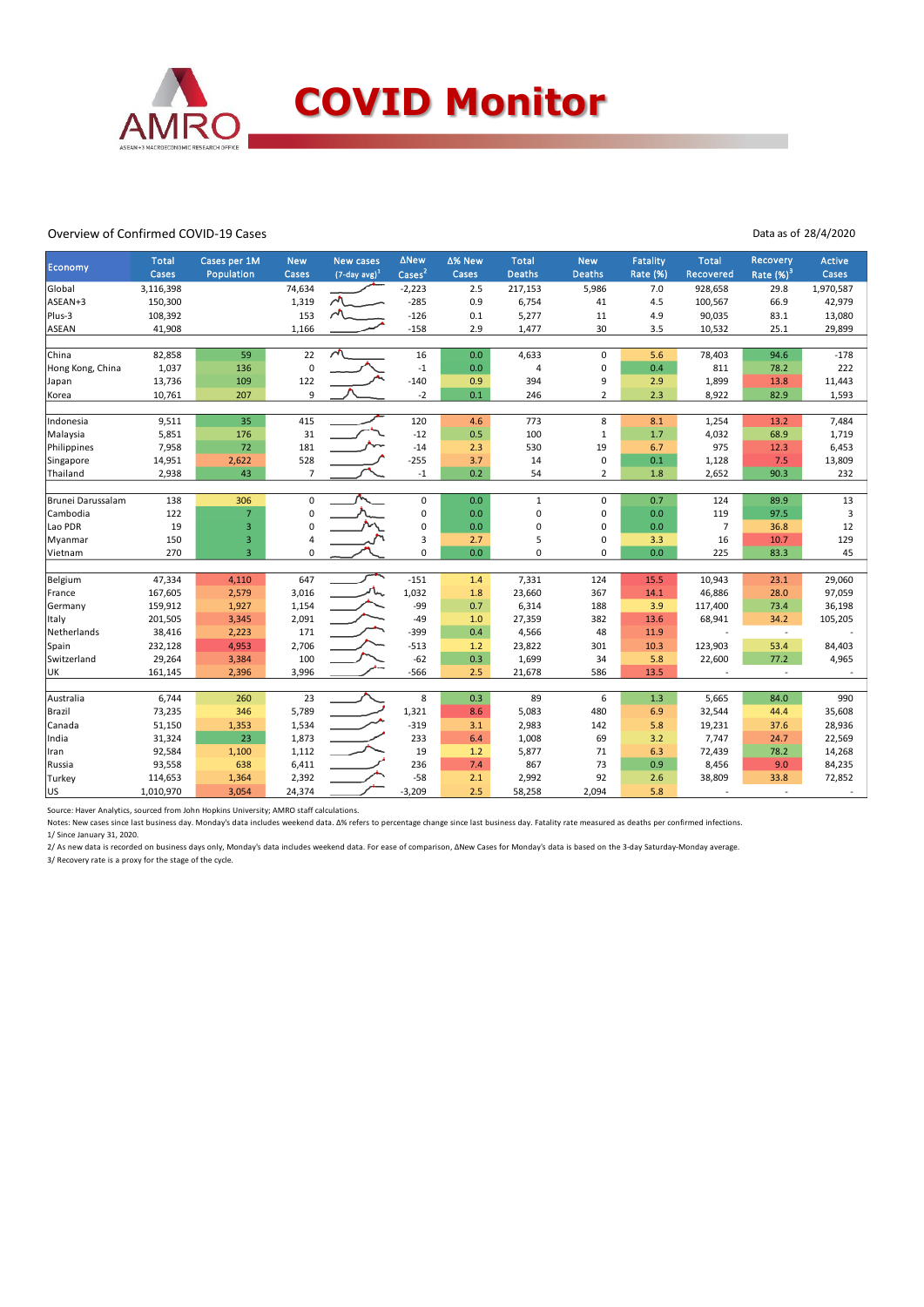# COVID Monitor

Overview of Confirmed COVID-19 Cases

Data as of 28/4/2020

| Economy | Total Cases | Cases per 1M Population | New Cases | New cases (7-day avg)[1] | ΔNew Cases[2] | Δ% New Cases | Total Deaths | New Deaths | Fatality Rate (%) | Total Recovered | Recovery Rate (%)[3] | Active Cases |
|---|---|---|---|---|---|---|---|---|---|---|---|---|
| Global | 3,116,398 | | 74,634 | | -2,223 | 2.5 | 217,153 | 5,986 | 7.0 | 928,658 | 29.8 | 1,970,587 |
| ASEAN+3 | 150,300 | | 1,319 | | -285 | 0.9 | 6,754 | 41 | 4.5 | 100,567 | 66.9 | 42,979 |
| Plus-3 | 108,392 | | 153 | | -126 | 0.1 | 5,277 | 11 | 4.9 | 90,035 | 83.1 | 13,080 |
| ASEAN | 41,908 | | 1,166 | | -158 | 2.9 | 1,477 | 30 | 3.5 | 10,532 | 25.1 | 29,899 |
| | | | | | | | | | | | | |
| China | 82,858 | 59 | 22 | | 16 | 0.0 | 4,633 | 0 | 5.6 | 78,403 | 94.6 | -178 |
| Hong Kong, China | 1,037 | 136 | 0 | | -1 | 0.0 | 4 | 0 | 0.4 | 811 | 78.2 | 222 |
| Japan | 13,736 | 109 | 122 | | -140 | 0.9 | 394 | 9 | 2.9 | 1,899 | 13.8 | 11,443 |
| Korea | 10,761 | 207 | 9 | | -2 | 0.1 | 246 | 2 | 2.3 | 8,922 | 82.9 | 1,593 |
| | | | | | | | | | | | | |
| Indonesia | 9,511 | 35 | 415 | | 120 | 4.6 | 773 | 8 | 8.1 | 1,254 | 13.2 | 7,484 |
| Malaysia | 5,851 | 176 | 31 | | -12 | 0.5 | 100 | 1 | 1.7 | 4,032 | 68.9 | 1,719 |
| Philippines | 7,958 | 72 | 181 | | -14 | 2.3 | 530 | 19 | 6.7 | 975 | 12.3 | 6,453 |
| Singapore | 14,951 | 2,622 | 528 | | -255 | 3.7 | 14 | 0 | 0.1 | 1,128 | 7.5 | 13,809 |
| Thailand | 2,938 | 43 | 7 | | -1 | 0.2 | 54 | 2 | 1.8 | 2,652 | 90.3 | 232 |
| | | | | | | | | | | | | |
| Brunei Darussalam | 138 | 306 | 0 | | 0 | 0.0 | 1 | 0 | 0.7 | 124 | 89.9 | 13 |
| Cambodia | 122 | 7 | 0 | | 0 | 0.0 | 0 | 0 | 0.0 | 119 | 97.5 | 3 |
| Lao PDR | 19 | 3 | 0 | | 0 | 0.0 | 0 | 0 | 0.0 | 7 | 36.8 | 12 |
| Myanmar | 150 | 3 | 4 | | 3 | 2.7 | 5 | 0 | 3.3 | 16 | 10.7 | 129 |
| Vietnam | 270 | 3 | 0 | | 0 | 0.0 | 0 | 0 | 0.0 | 225 | 83.3 | 45 |
| | | | | | | | | | | | | |
| Belgium | 47,334 | 4,110 | 647 | | -151 | 1.4 | 7,331 | 124 | 15.5 | 10,943 | 23.1 | 29,060 |
| France | 167,605 | 2,579 | 3,016 | | 1,032 | 1.8 | 23,660 | 367 | 14.1 | 46,886 | 28.0 | 97,059 |
| Germany | 159,912 | 1,927 | 1,154 | | -99 | 0.7 | 6,314 | 188 | 3.9 | 117,400 | 73.4 | 36,198 |
| Italy | 201,505 | 3,345 | 2,091 | | -49 | 1.0 | 27,359 | 382 | 13.6 | 68,941 | 34.2 | 105,205 |
| Netherlands | 38,416 | 2,223 | 171 | | -399 | 0.4 | 4,566 | 48 | 11.9 | - | - | - |
| Spain | 232,128 | 4,953 | 2,706 | | -513 | 1.2 | 23,822 | 301 | 10.3 | 123,903 | 53.4 | 84,403 |
| Switzerland | 29,264 | 3,384 | 100 | | -62 | 0.3 | 1,699 | 34 | 5.8 | 22,600 | 77.2 | 4,965 |
| UK | 161,145 | 2,396 | 3,996 | | -566 | 2.5 | 21,678 | 586 | 13.5 | - | - | - |
| | | | | | | | | | | | | |
| Australia | 6,744 | 260 | 23 | | 8 | 0.3 | 89 | 6 | 1.3 | 5,665 | 84.0 | 990 |
| Brazil | 73,235 | 346 | 5,789 | | 1,321 | 8.6 | 5,083 | 480 | 6.9 | 32,544 | 44.4 | 35,608 |
| Canada | 51,150 | 1,353 | 1,534 | | -319 | 3.1 | 2,983 | 142 | 5.8 | 19,231 | 37.6 | 28,936 |
| India | 31,324 | 23 | 1,873 | | 233 | 6.4 | 1,008 | 69 | 3.2 | 7,747 | 24.7 | 22,569 |
| Iran | 92,584 | 1,100 | 1,112 | | 19 | 1.2 | 5,877 | 71 | 6.3 | 72,439 | 78.2 | 14,268 |
| Russia | 93,558 | 638 | 6,411 | | 236 | 7.4 | 867 | 73 | 0.9 | 8,456 | 9.0 | 84,235 |
| Turkey | 114,653 | 1,364 | 2,392 | | -58 | 2.1 | 2,992 | 92 | 2.6 | 38,809 | 33.8 | 72,852 |
| US | 1,010,970 | 3,054 | 24,374 | | -3,209 | 2.5 | 58,258 | 2,094 | 5.8 | - | - | - |

Source: Haver Analytics, sourced from John Hopkins University; AMRO staff calculations.

Notes: New cases since last business day. Monday's data includes weekend data. Δ% refers to percentage change since last business day. Fatality rate measured as deaths per confirmed infections.

1/ Since January 31, 2020.

2/ As new data is recorded on business days only, Monday's data includes weekend data. For ease of comparison, ΔNew Cases for Monday's data is based on the 3-day Saturday-Monday average.

3/ Recovery rate is a proxy for the stage of the cycle.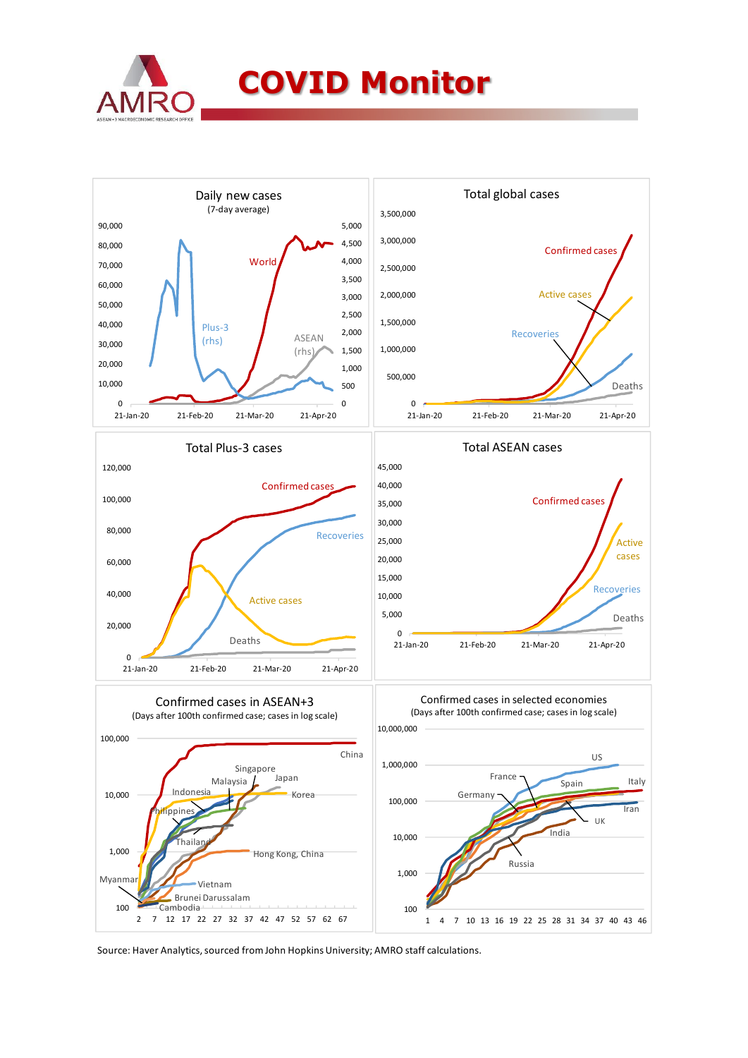# COVID Monitor

AMRO
ASEAN+3 MACROECONOMIC RESEARCH OFFICE

Daily new cases
(7-day average)

90,000
80,000
70,000
60,000
50,000
40,000
30,000
20,000
10,000
0

5,000
4,500
4,000
3,500
3,000
2,500
2,000
1,500
1,000
500
0

21-Jan-20 21-Feb-20 21-Mar-20 21-Apr-20

World
Plus-3 (rhs)
ASEAN (rhs)

Total global cases

3,500,000
3,000,000
2,500,000
2,000,000
1,500,000
1,000,000
500,000
0

21-Jan-20 21-Feb-20 21-Mar-20 21-Apr-20

Confirmed cases
Active cases
Recoveries
Deaths

Total Plus-3 cases

120,000
100,000
80,000
60,000
40,000
20,000
0

21-Jan-20 21-Feb-20 21-Mar-20 21-Apr-20

Confirmed cases
Recoveries
Active cases
Deaths

Total ASEAN cases

45,000
40,000
35,000
30,000
25,000
20,000
15,000
10,000
5,000
0

21-Jan-20 21-Feb-20 21-Mar-20 21-Apr-20

Confirmed cases
Active cases
Recoveries
Deaths

Confirmed cases in ASEAN+3
(Days after 100th confirmed case; cases in log scale)

100,000
10,000
1,000
100

2 7 12 17 22 27 32 37 42 47 52 57 62 67

China
Singapore
Japan
Malaysia
Indonesia
Korea
Philippines
Thailand
Hong Kong, China
Myanmar
Vietnam
Brunei Darussalam
Cambodia

Confirmed cases in selected economies
(Days after 100th confirmed case; cases in log scale)

10,000,000
1,000,000
100,000
10,000
1,000
100

1 4 7 10 13 16 19 22 25 28 31 34 37 40 43 46

US
France
Spain
Italy
Germany
Iran
UK
India
Russia

Source: Haver Analytics, sourced from John Hopkins University; AMRO staff calculations.